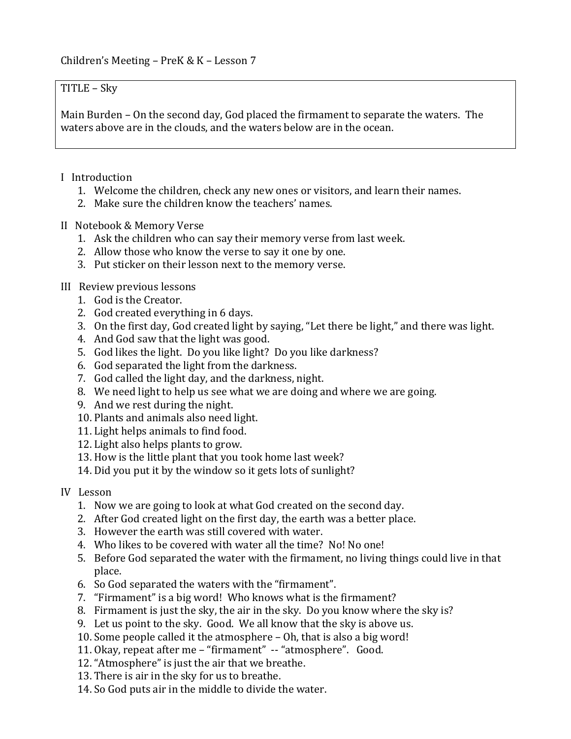Children's Meeting – PreK & K – Lesson 7

TITLE – Sky

Main Burden – On the second day, God placed the firmament to separate the waters. The waters above are in the clouds, and the waters below are in the ocean.

I Introduction

1. Welcome the children, check any new ones or visitors, and learn their names.
2. Make sure the children know the teachers' names.

II Notebook & Memory Verse

1. Ask the children who can say their memory verse from last week.
2. Allow those who know the verse to say it one by one.
3. Put sticker on their lesson next to the memory verse.

III Review previous lessons

1. God is the Creator.
2. God created everything in 6 days.
3. On the first day, God created light by saying, "Let there be light," and there was light.
4. And God saw that the light was good.
5. God likes the light. Do you like light? Do you like darkness?
6. God separated the light from the darkness.
7. God called the light day, and the darkness, night.
8. We need light to help us see what we are doing and where we are going.
9. And we rest during the night.
10. Plants and animals also need light.
11. Light helps animals to find food.
12. Light also helps plants to grow.
13. How is the little plant that you took home last week?
14. Did you put it by the window so it gets lots of sunlight?

IV Lesson

1. Now we are going to look at what God created on the second day.
2. After God created light on the first day, the earth was a better place.
3. However the earth was still covered with water.
4. Who likes to be covered with water all the time? No! No one!
5. Before God separated the water with the firmament, no living things could live in that place.
6. So God separated the waters with the "firmament".
7. "Firmament" is a big word! Who knows what is the firmament?
8. Firmament is just the sky, the air in the sky. Do you know where the sky is?
9. Let us point to the sky. Good. We all know that the sky is above us.
10. Some people called it the atmosphere – Oh, that is also a big word!
11. Okay, repeat after me – "firmament" -- "atmosphere". Good.
12. "Atmosphere" is just the air that we breathe.
13. There is air in the sky for us to breathe.
14. So God puts air in the middle to divide the water.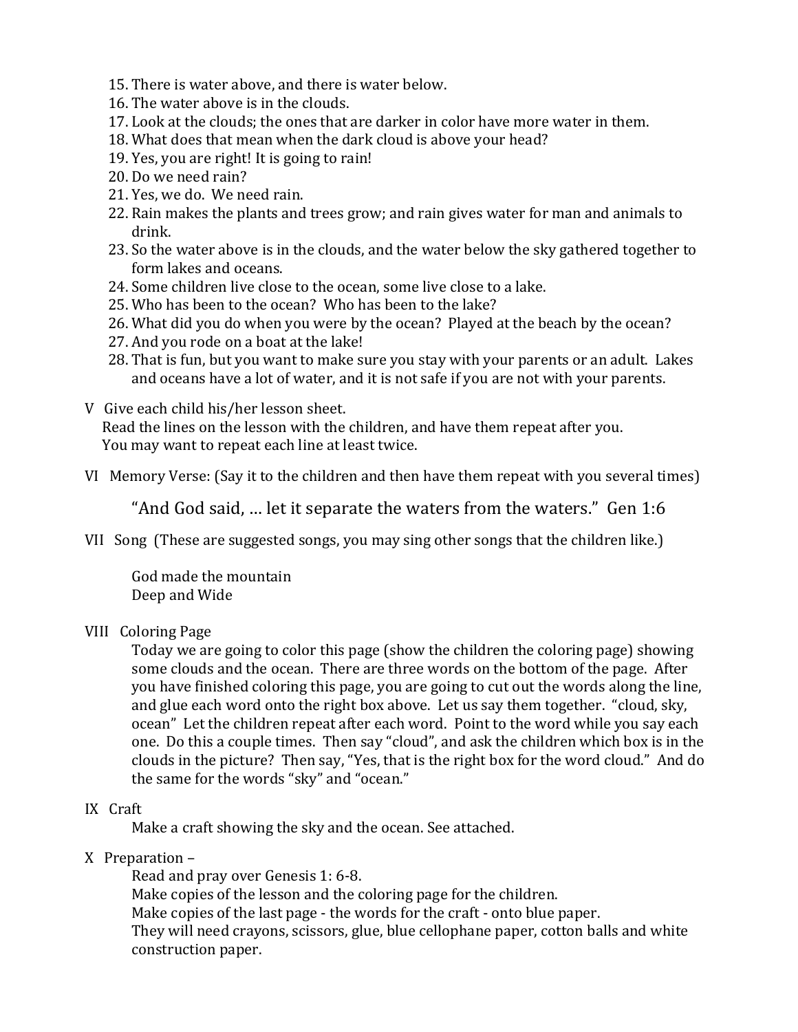15. There is water above, and there is water below.
16. The water above is in the clouds.
17. Look at the clouds; the ones that are darker in color have more water in them.
18. What does that mean when the dark cloud is above your head?
19. Yes, you are right! It is going to rain!
20. Do we need rain?
21. Yes, we do. We need rain.
22. Rain makes the plants and trees grow; and rain gives water for man and animals to drink.
23. So the water above is in the clouds, and the water below the sky gathered together to form lakes and oceans.
24. Some children live close to the ocean, some live close to a lake.
25. Who has been to the ocean? Who has been to the lake?
26. What did you do when you were by the ocean? Played at the beach by the ocean?
27. And you rode on a boat at the lake!
28. That is fun, but you want to make sure you stay with your parents or an adult. Lakes and oceans have a lot of water, and it is not safe if you are not with your parents.

V Give each child his/her lesson sheet.
Read the lines on the lesson with the children, and have them repeat after you.
You may want to repeat each line at least twice.

VI Memory Verse: (Say it to the children and then have them repeat with you several times)

"And God said, … let it separate the waters from the waters." Gen 1:6

VII Song (These are suggested songs, you may sing other songs that the children like.)

God made the mountain
Deep and Wide

VIII Coloring Page

Today we are going to color this page (show the children the coloring page) showing some clouds and the ocean. There are three words on the bottom of the page. After you have finished coloring this page, you are going to cut out the words along the line, and glue each word onto the right box above. Let us say them together. "cloud, sky, ocean" Let the children repeat after each word. Point to the word while you say each one. Do this a couple times. Then say "cloud", and ask the children which box is in the clouds in the picture? Then say, "Yes, that is the right box for the word cloud." And do the same for the words "sky" and "ocean."

IX Craft

Make a craft showing the sky and the ocean. See attached.

X Preparation –

Read and pray over Genesis 1: 6-8.
Make copies of the lesson and the coloring page for the children.
Make copies of the last page - the words for the craft - onto blue paper.
They will need crayons, scissors, glue, blue cellophane paper, cotton balls and white construction paper.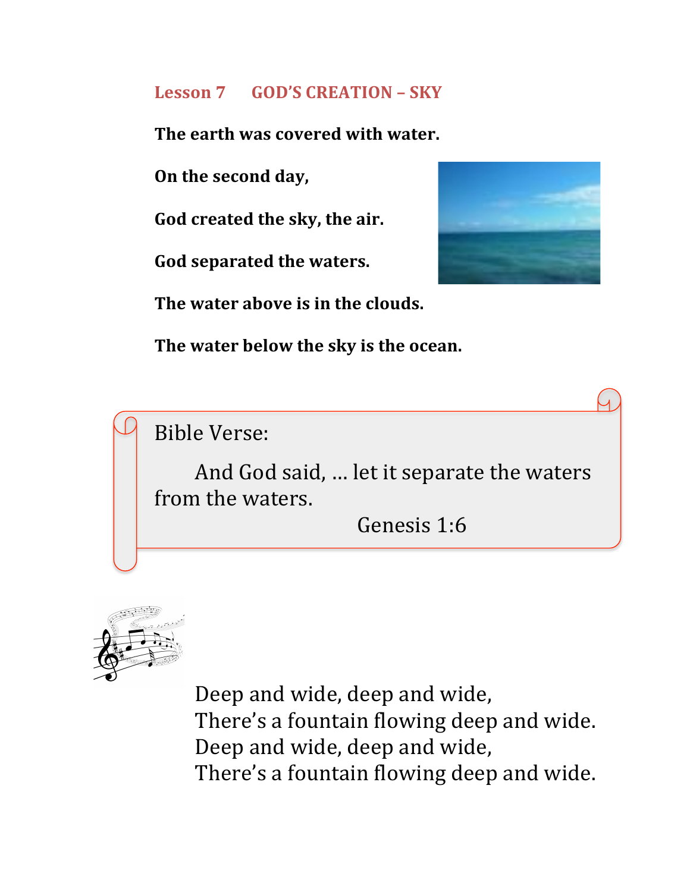## Lesson 7 GOD'S CREATION – SKY

**The earth was covered with water.**

**On the second day,**

**God created the sky, the air.**

**God separated the waters.**

**The water above is in the clouds.**

**The water below the sky is the ocean.**

Bible Verse:

And God said, … let it separate the waters from the waters.

Genesis 1:6

Deep and wide, deep and wide,
There's a fountain flowing deep and wide.
Deep and wide, deep and wide,
There's a fountain flowing deep and wide.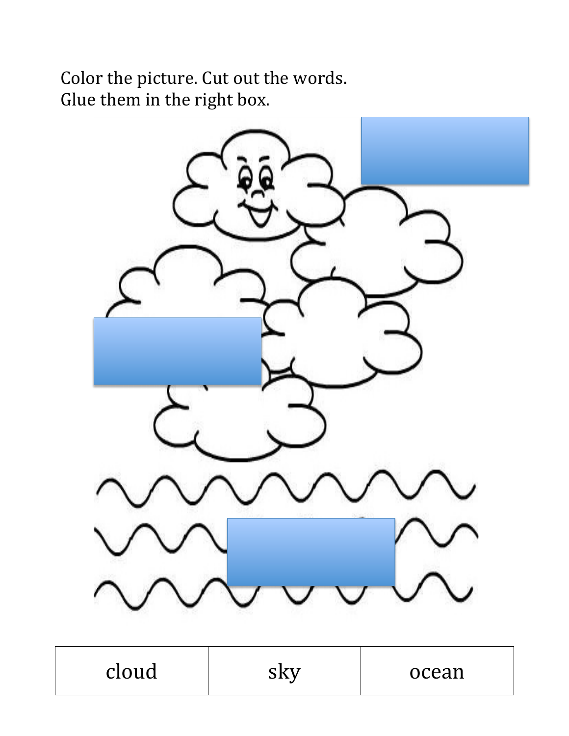Color the picture. Cut out the words.
Glue them in the right box.

| cloud | sky | ocean |
|---|---|---|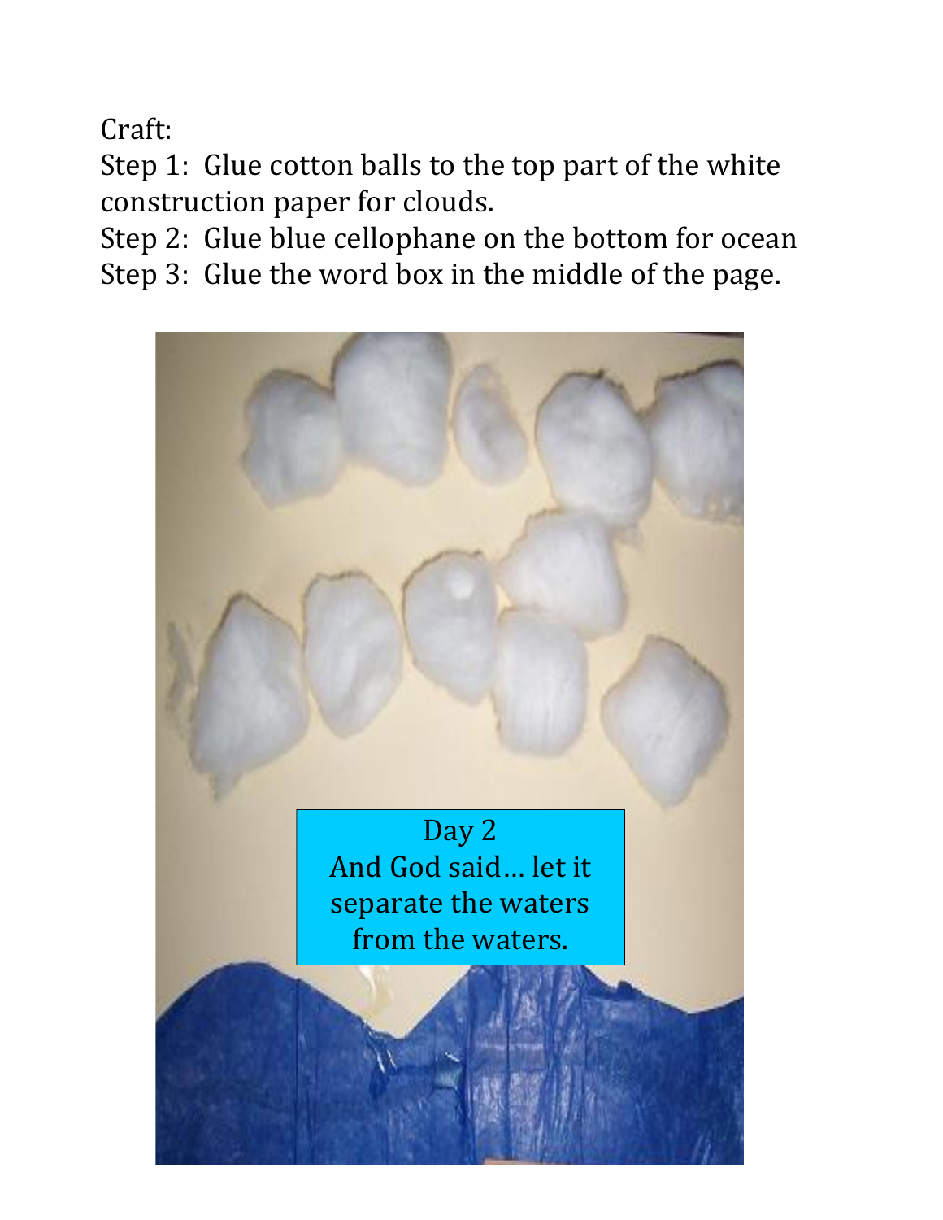Craft:

Step 1: Glue cotton balls to the top part of the white construction paper for clouds.

Step 2: Glue blue cellophane on the bottom for ocean

Step 3: Glue the word box in the middle of the page.

Day 2
And God said… let it separate the waters from the waters.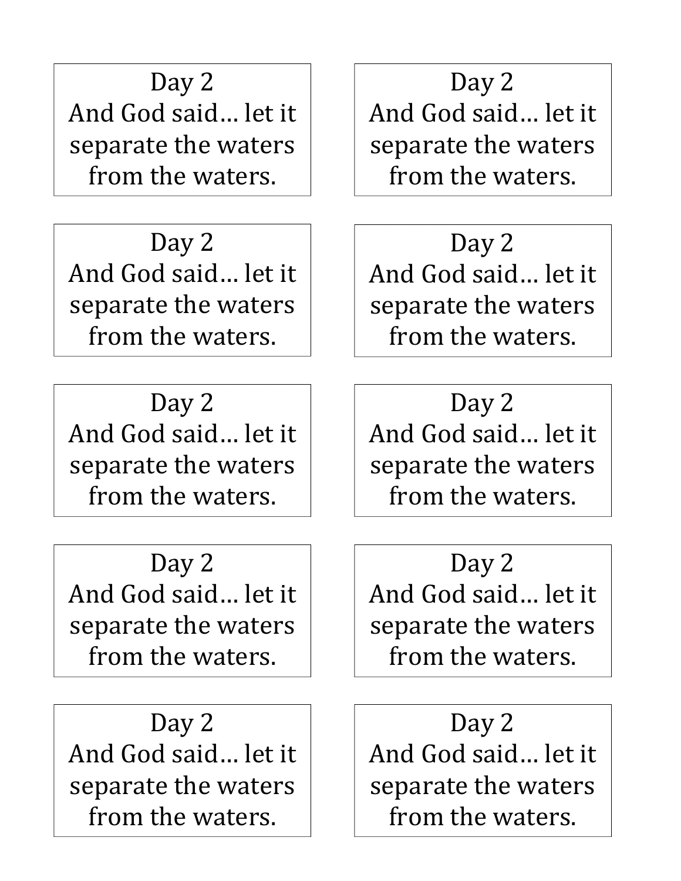Day 2
And God said… let it separate the waters from the waters.

Day 2
And God said… let it separate the waters from the waters.

Day 2
And God said… let it separate the waters from the waters.

Day 2
And God said… let it separate the waters from the waters.

Day 2
And God said… let it separate the waters from the waters.

Day 2
And God said… let it separate the waters from the waters.

Day 2
And God said… let it separate the waters from the waters.

Day 2
And God said… let it separate the waters from the waters.

Day 2
And God said… let it separate the waters from the waters.

Day 2
And God said… let it separate the waters from the waters.